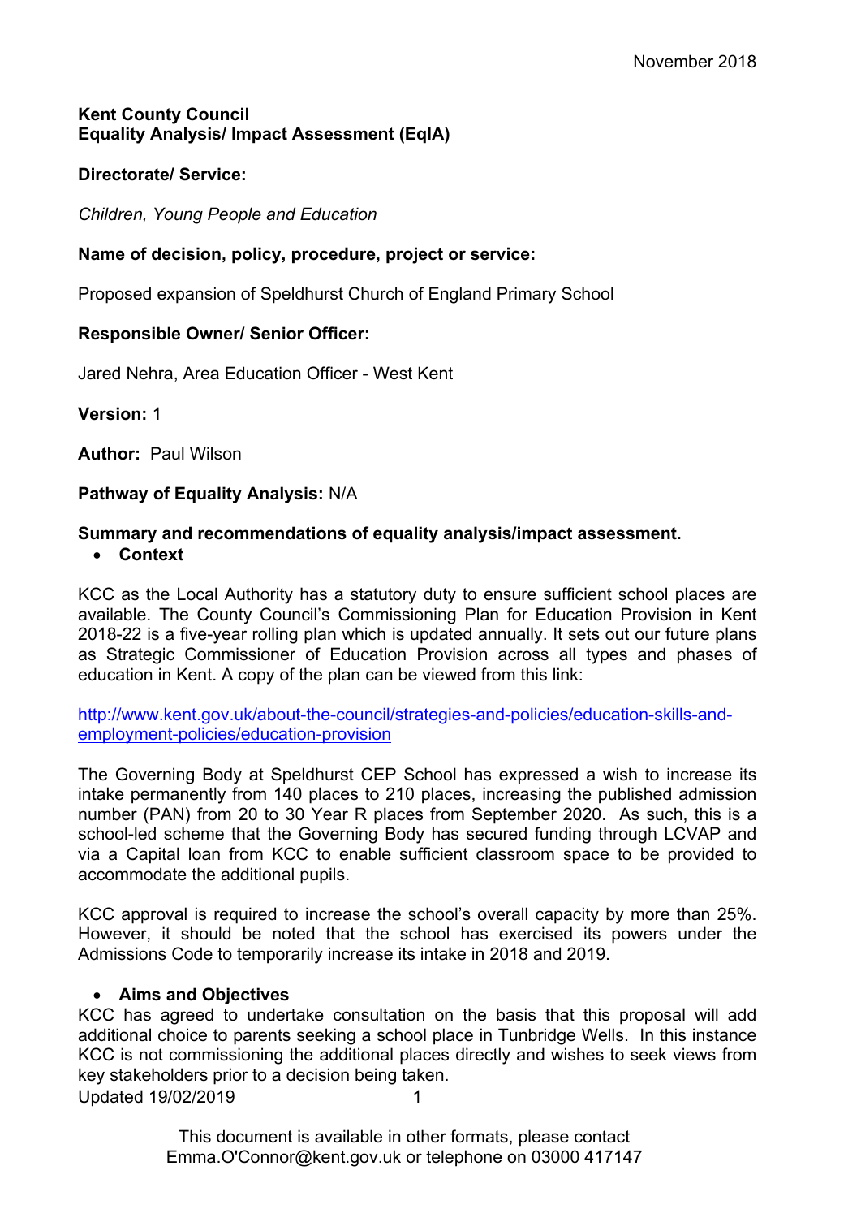November 2018

**Kent County Council**
**Equality Analysis/ Impact Assessment (EqIA)**

**Directorate/ Service:**

*Children, Young People and Education*

**Name of decision, policy, procedure, project or service:**

Proposed expansion of Speldhurst Church of England Primary School

**Responsible Owner/ Senior Officer:**

Jared Nehra, Area Education Officer - West Kent

**Version:** 1

**Author:** Paul Wilson

**Pathway of Equality Analysis:** N/A

**Summary and recommendations of equality analysis/impact assessment.**

- **Context**

KCC as the Local Authority has a statutory duty to ensure sufficient school places are available. The County Council's Commissioning Plan for Education Provision in Kent 2018-22 is a five-year rolling plan which is updated annually. It sets out our future plans as Strategic Commissioner of Education Provision across all types and phases of education in Kent. A copy of the plan can be viewed from this link:

[http://www.kent.gov.uk/about-the-council/strategies-and-policies/education-skills-and-employment-policies/education-provision](http://www.kent.gov.uk/about-the-council/strategies-and-policies/education-skills-and-employment-policies/education-provision)

The Governing Body at Speldhurst CEP School has expressed a wish to increase its intake permanently from 140 places to 210 places, increasing the published admission number (PAN) from 20 to 30 Year R places from September 2020. As such, this is a school-led scheme that the Governing Body has secured funding through LCVAP and via a Capital loan from KCC to enable sufficient classroom space to be provided to accommodate the additional pupils.

KCC approval is required to increase the school's overall capacity by more than 25%. However, it should be noted that the school has exercised its powers under the Admissions Code to temporarily increase its intake in 2018 and 2019.

- **Aims and Objectives**

KCC has agreed to undertake consultation on the basis that this proposal will add additional choice to parents seeking a school place in Tunbridge Wells. In this instance KCC is not commissioning the additional places directly and wishes to seek views from key stakeholders prior to a decision being taken.

Updated 19/02/2019

This document is available in other formats, please contact Emma.O'Connor@kent.gov.uk or telephone on 03000 417147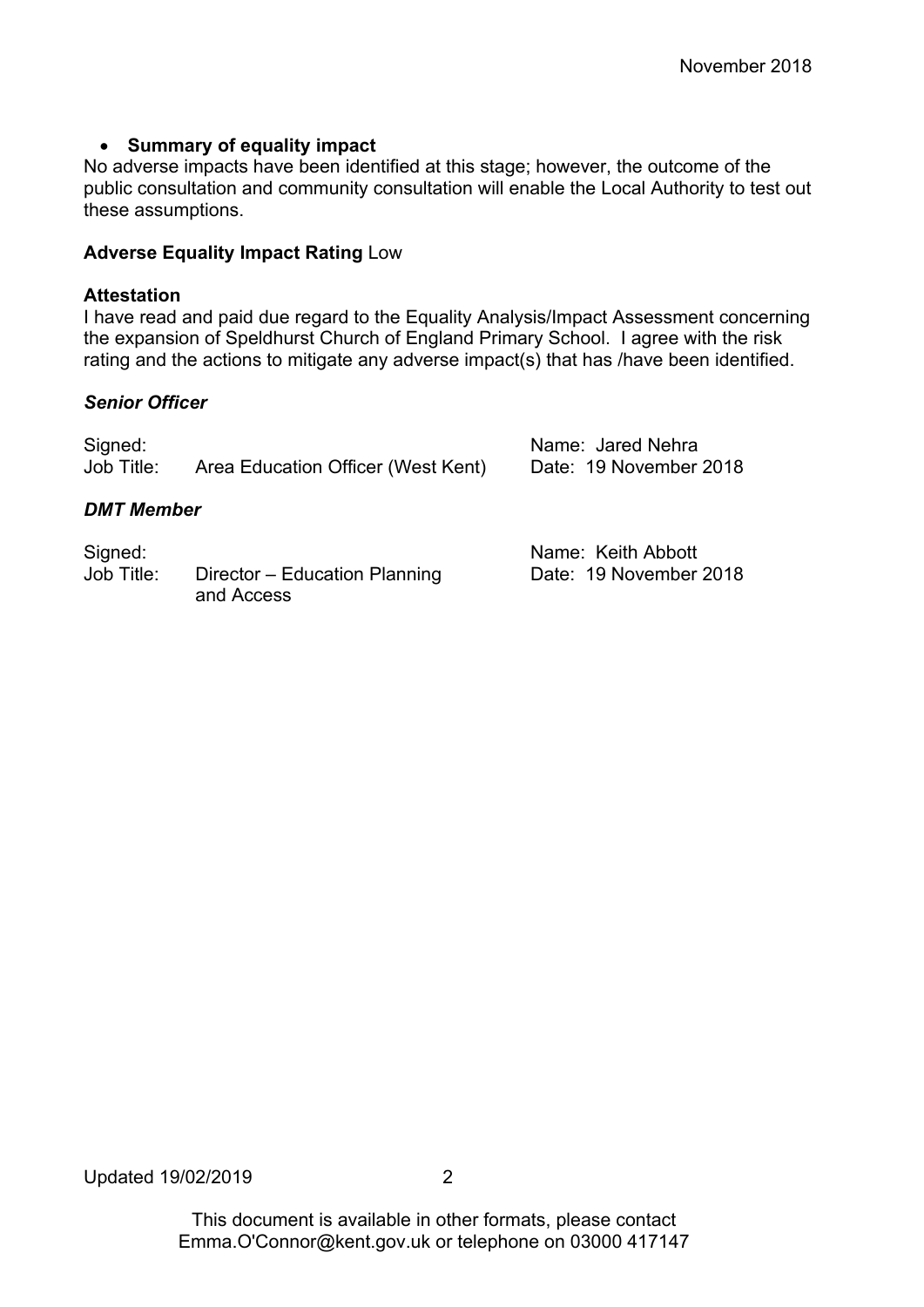- **Summary of equality impact**

No adverse impacts have been identified at this stage; however, the outcome of the public consultation and community consultation will enable the Local Authority to test out these assumptions.

**Adverse Equality Impact Rating** Low

**Attestation**

I have read and paid due regard to the Equality Analysis/Impact Assessment concerning the expansion of Speldhurst Church of England Primary School. I agree with the risk rating and the actions to mitigate any adverse impact(s) that has /have been identified.

***Senior Officer***

Signed:
Job Title: Area Education Officer (West Kent)
Name: Jared Nehra
Date: 19 November 2018

***DMT Member***

Signed:
Job Title: Director – Education Planning and Access
Name: Keith Abbott
Date: 19 November 2018

Updated 19/02/2019

This document is available in other formats, please contact Emma.O'Connor@kent.gov.uk or telephone on 03000 417147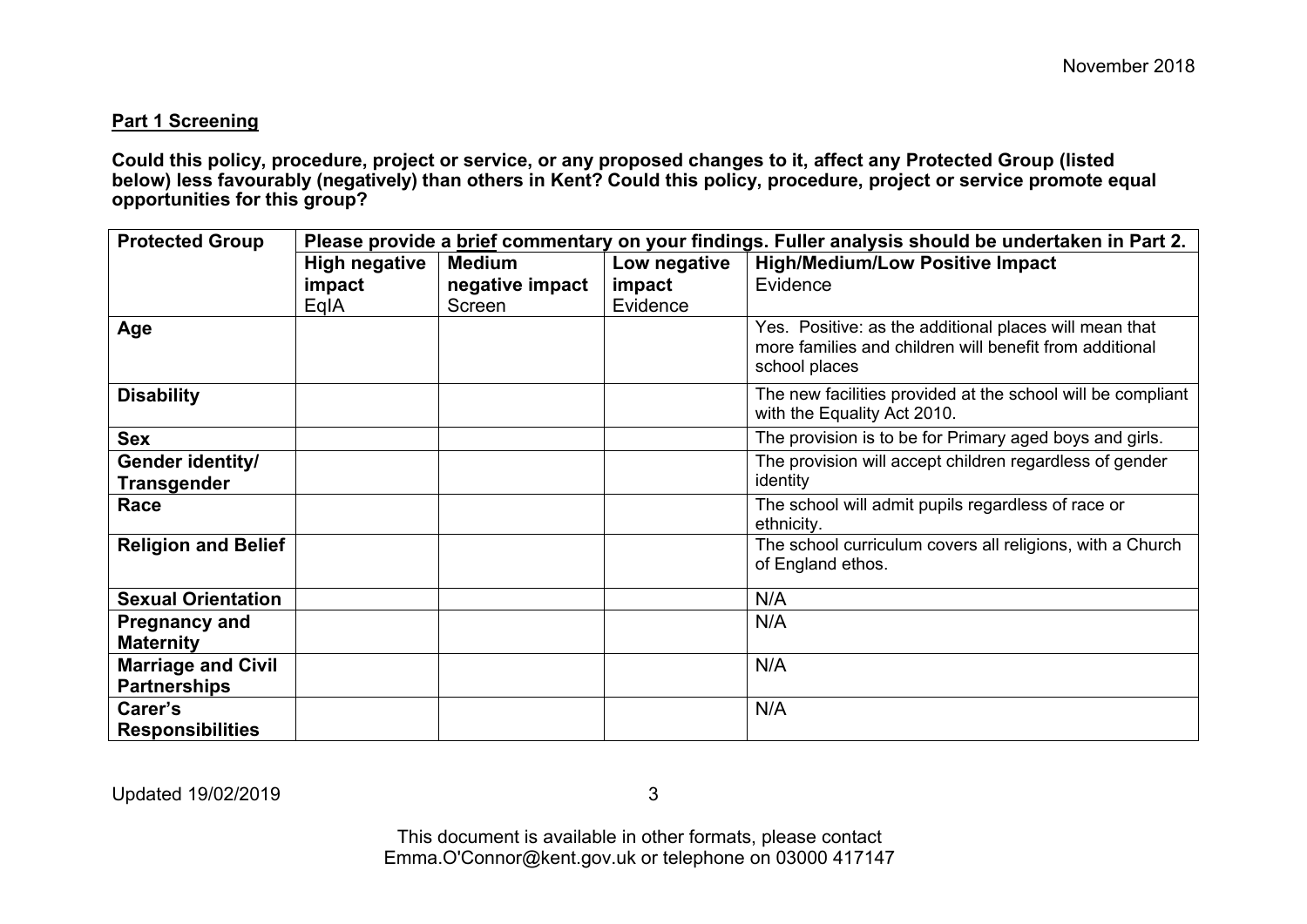**Part 1 Screening**

**Could this policy, procedure, project or service, or any proposed changes to it, affect any Protected Group (listed below) less favourably (negatively) than others in Kent? Could this policy, procedure, project or service promote equal opportunities for this group?**

| **Protected Group** | **Please provide a brief commentary on your findings. Fuller analysis should be undertaken in Part 2.** | | | |
|---|---|---|---|---|
| | **High negative impact** EqIA | **Medium negative impact** Screen | **Low negative impact** Evidence | **High/Medium/Low Positive Impact** Evidence |
| **Age** | | | | Yes. Positive: as the additional places will mean that more families and children will benefit from additional school places |
| **Disability** | | | | The new facilities provided at the school will be compliant with the Equality Act 2010. |
| **Sex** | | | | The provision is to be for Primary aged boys and girls. |
| **Gender identity/ Transgender** | | | | The provision will accept children regardless of gender identity |
| **Race** | | | | The school will admit pupils regardless of race or ethnicity. |
| **Religion and Belief** | | | | The school curriculum covers all religions, with a Church of England ethos. |
| **Sexual Orientation** | | | | N/A |
| **Pregnancy and Maternity** | | | | N/A |
| **Marriage and Civil Partnerships** | | | | N/A |
| **Carer's Responsibilities** | | | | N/A |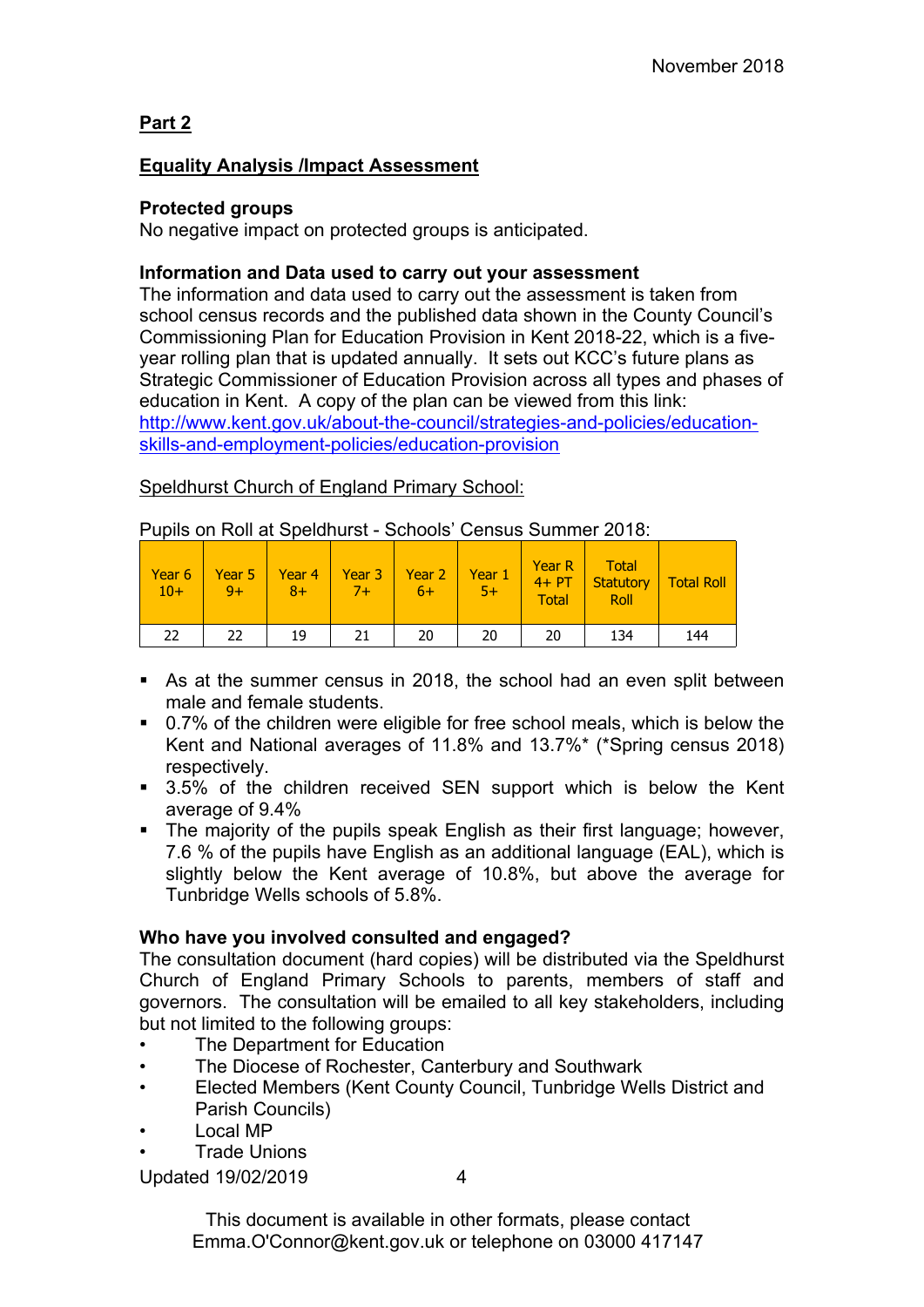## Part 2

## Equality Analysis /Impact Assessment

**Protected groups**
No negative impact on protected groups is anticipated.

**Information and Data used to carry out your assessment**
The information and data used to carry out the assessment is taken from school census records and the published data shown in the County Council's Commissioning Plan for Education Provision in Kent 2018-22, which is a five-year rolling plan that is updated annually. It sets out KCC's future plans as Strategic Commissioner of Education Provision across all types and phases of education in Kent. A copy of the plan can be viewed from this link: http://www.kent.gov.uk/about-the-council/strategies-and-policies/education-skills-and-employment-policies/education-provision

Speldhurst Church of England Primary School:

Pupils on Roll at Speldhurst - Schools' Census Summer 2018:

| Year 6 10+ | Year 5 9+ | Year 4 8+ | Year 3 7+ | Year 2 6+ | Year 1 5+ | Year R 4+ PT Total | Total Statutory Roll | Total Roll |
|---|---|---|---|---|---|---|---|---|
| 22 | 22 | 19 | 21 | 20 | 20 | 20 | 134 | 144 |

- As at the summer census in 2018, the school had an even split between male and female students.
- 0.7% of the children were eligible for free school meals, which is below the Kent and National averages of 11.8% and 13.7%* (*Spring census 2018) respectively.
- 3.5% of the children received SEN support which is below the Kent average of 9.4%
- The majority of the pupils speak English as their first language; however, 7.6 % of the pupils have English as an additional language (EAL), which is slightly below the Kent average of 10.8%, but above the average for Tunbridge Wells schools of 5.8%.

**Who have you involved consulted and engaged?**
The consultation document (hard copies) will be distributed via the Speldhurst Church of England Primary Schools to parents, members of staff and governors. The consultation will be emailed to all key stakeholders, including but not limited to the following groups:

- The Department for Education
- The Diocese of Rochester, Canterbury and Southwark
- Elected Members (Kent County Council, Tunbridge Wells District and Parish Councils)
- Local MP
- Trade Unions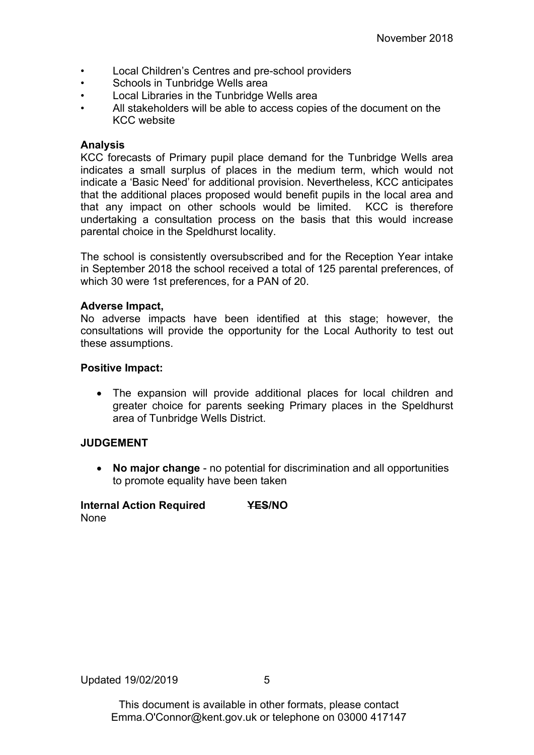- Local Children's Centres and pre-school providers
- Schools in Tunbridge Wells area
- Local Libraries in the Tunbridge Wells area
- All stakeholders will be able to access copies of the document on the KCC website

**Analysis**
KCC forecasts of Primary pupil place demand for the Tunbridge Wells area indicates a small surplus of places in the medium term, which would not indicate a 'Basic Need' for additional provision. Nevertheless, KCC anticipates that the additional places proposed would benefit pupils in the local area and that any impact on other schools would be limited. KCC is therefore undertaking a consultation process on the basis that this would increase parental choice in the Speldhurst locality.

The school is consistently oversubscribed and for the Reception Year intake in September 2018 the school received a total of 125 parental preferences, of which 30 were 1st preferences, for a PAN of 20.

**Adverse Impact,**
No adverse impacts have been identified at this stage; however, the consultations will provide the opportunity for the Local Authority to test out these assumptions.

**Positive Impact:**

- The expansion will provide additional places for local children and greater choice for parents seeking Primary places in the Speldhurst area of Tunbridge Wells District.

**JUDGEMENT**

- **No major change** - no potential for discrimination and all opportunities to promote equality have been taken

**Internal Action Required** ~~**YES**~~**/NO**
None

This document is available in other formats, please contact Emma.O'Connor@kent.gov.uk or telephone on 03000 417147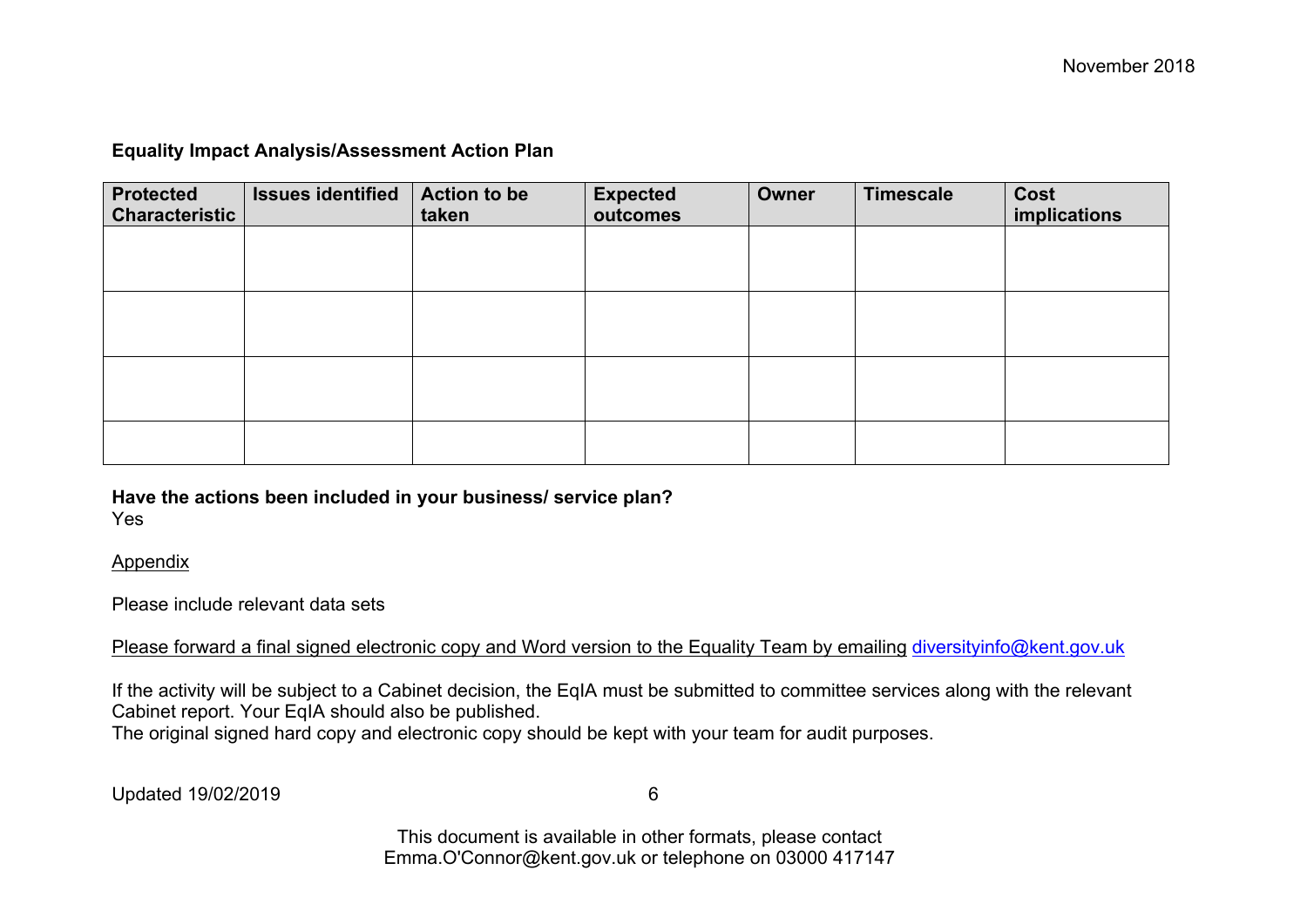**Equality Impact Analysis/Assessment Action Plan**

| Protected Characteristic | Issues identified | Action to be taken | Expected outcomes | Owner | Timescale | Cost implications |
|---|---|---|---|---|---|---|
| | | | | | | |
| | | | | | | |
| | | | | | | |
| | | | | | | |

**Have the actions been included in your business/ service plan?**
Yes

Appendix

Please include relevant data sets

Please forward a final signed electronic copy and Word version to the Equality Team by emailing diversityinfo@kent.gov.uk

If the activity will be subject to a Cabinet decision, the EqIA must be submitted to committee services along with the relevant Cabinet report. Your EqIA should also be published.
The original signed hard copy and electronic copy should be kept with your team for audit purposes.

This document is available in other formats, please contact Emma.O'Connor@kent.gov.uk or telephone on 03000 417147